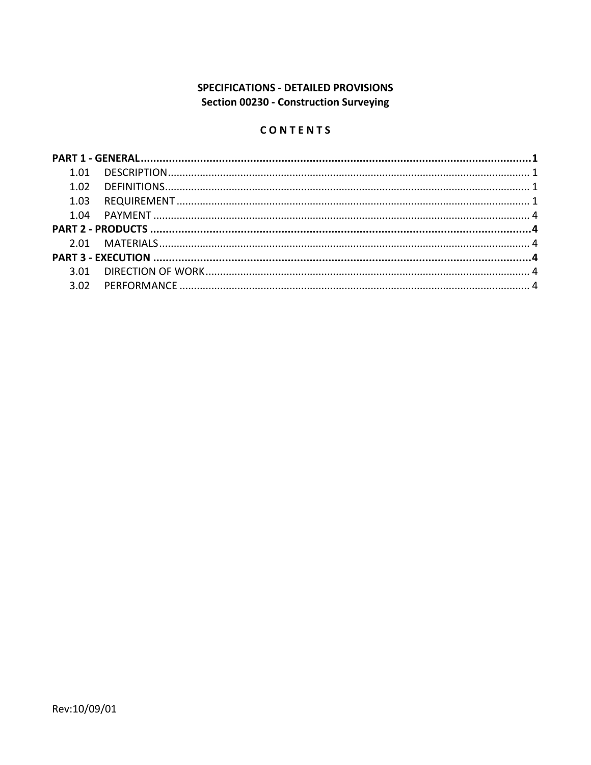**SPECIFICATIONS - DETAILED PROVISIONS**
**Section 00230 - Construction Surveying**

**C O N T E N T S**

**PART 1 - GENERAL....................................................................................................1**

1.01 DESCRIPTION................................................................................................1

1.02 DEFINITIONS.................................................................................................1

1.03 REQUIREMENT.............................................................................................1

1.04 PAYMENT.....................................................................................................4

**PART 2 - PRODUCTS.................................................................................................4**

2.01 MATERIALS..................................................................................................4

**PART 3 - EXECUTION................................................................................................4**

3.01 DIRECTION OF WORK....................................................................................4

3.02 PERFORMANCE.............................................................................................4

Rev:10/09/01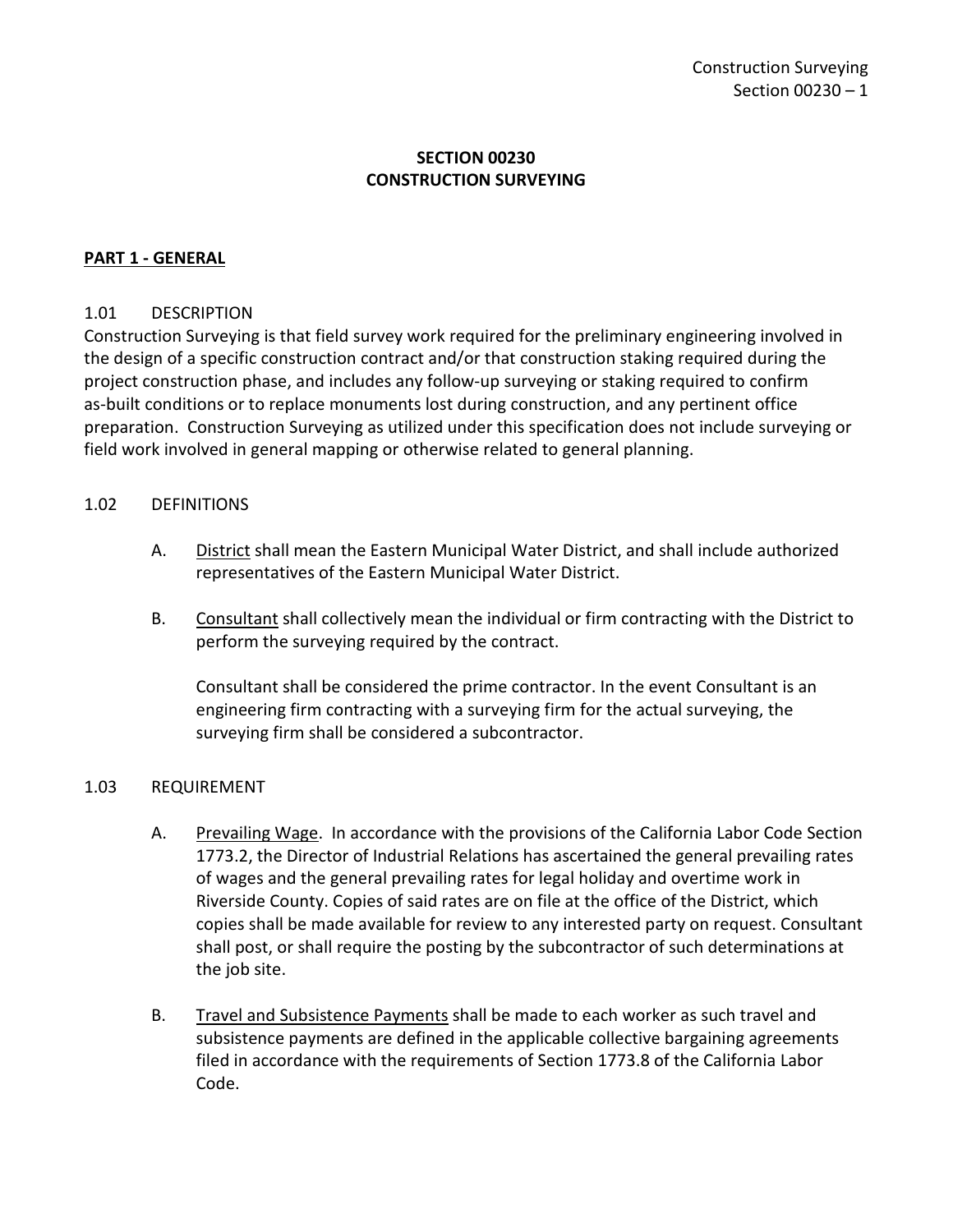# SECTION 00230
# CONSTRUCTION SURVEYING

## PART 1 - GENERAL

### 1.01 DESCRIPTION

Construction Surveying is that field survey work required for the preliminary engineering involved in the design of a specific construction contract and/or that construction staking required during the project construction phase, and includes any follow-up surveying or staking required to confirm as-built conditions or to replace monuments lost during construction, and any pertinent office preparation. Construction Surveying as utilized under this specification does not include surveying or field work involved in general mapping or otherwise related to general planning.

### 1.02 DEFINITIONS

A. District shall mean the Eastern Municipal Water District, and shall include authorized representatives of the Eastern Municipal Water District.

B. Consultant shall collectively mean the individual or firm contracting with the District to perform the surveying required by the contract.

   Consultant shall be considered the prime contractor. In the event Consultant is an engineering firm contracting with a surveying firm for the actual surveying, the surveying firm shall be considered a subcontractor.

### 1.03 REQUIREMENT

A. Prevailing Wage. In accordance with the provisions of the California Labor Code Section 1773.2, the Director of Industrial Relations has ascertained the general prevailing rates of wages and the general prevailing rates for legal holiday and overtime work in Riverside County. Copies of said rates are on file at the office of the District, which copies shall be made available for review to any interested party on request. Consultant shall post, or shall require the posting by the subcontractor of such determinations at the job site.

B. Travel and Subsistence Payments shall be made to each worker as such travel and subsistence payments are defined in the applicable collective bargaining agreements filed in accordance with the requirements of Section 1773.8 of the California Labor Code.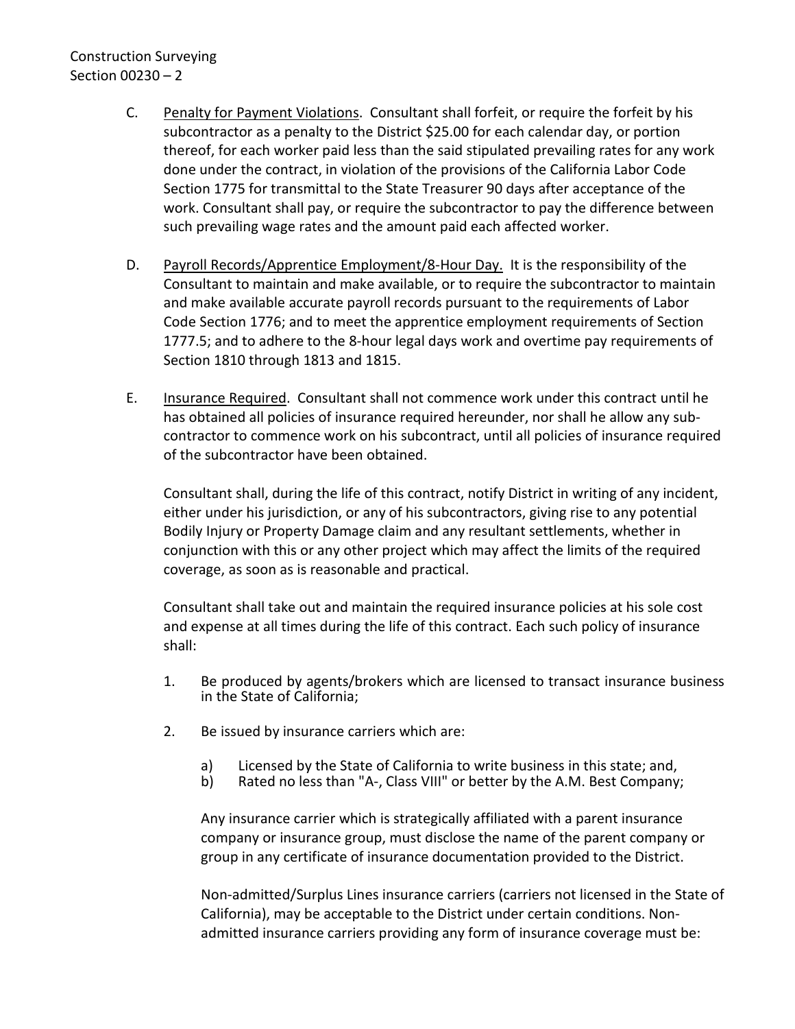C. <u>Penalty for Payment Violations</u>. Consultant shall forfeit, or require the forfeit by his subcontractor as a penalty to the District $25.00 for each calendar day, or portion thereof, for each worker paid less than the said stipulated prevailing rates for any work done under the contract, in violation of the provisions of the California Labor Code Section 1775 for transmittal to the State Treasurer 90 days after acceptance of the work. Consultant shall pay, or require the subcontractor to pay the difference between such prevailing wage rates and the amount paid each affected worker.

D. <u>Payroll Records/Apprentice Employment/8-Hour Day.</u> It is the responsibility of the Consultant to maintain and make available, or to require the subcontractor to maintain and make available accurate payroll records pursuant to the requirements of Labor Code Section 1776; and to meet the apprentice employment requirements of Section 1777.5; and to adhere to the 8-hour legal days work and overtime pay requirements of Section 1810 through 1813 and 1815.

E. <u>Insurance Required</u>. Consultant shall not commence work under this contract until he has obtained all policies of insurance required hereunder, nor shall he allow any sub-contractor to commence work on his subcontract, until all policies of insurance required of the subcontractor have been obtained.

Consultant shall, during the life of this contract, notify District in writing of any incident, either under his jurisdiction, or any of his subcontractors, giving rise to any potential Bodily Injury or Property Damage claim and any resultant settlements, whether in conjunction with this or any other project which may affect the limits of the required coverage, as soon as is reasonable and practical.

Consultant shall take out and maintain the required insurance policies at his sole cost and expense at all times during the life of this contract. Each such policy of insurance shall:

1. Be produced by agents/brokers which are licensed to transact insurance business in the State of California;

2. Be issued by insurance carriers which are:

   a) Licensed by the State of California to write business in this state; and,
   b) Rated no less than "A-, Class VIII" or better by the A.M. Best Company;

   Any insurance carrier which is strategically affiliated with a parent insurance company or insurance group, must disclose the name of the parent company or group in any certificate of insurance documentation provided to the District.

   Non-admitted/Surplus Lines insurance carriers (carriers not licensed in the State of California), may be acceptable to the District under certain conditions. Non-admitted insurance carriers providing any form of insurance coverage must be: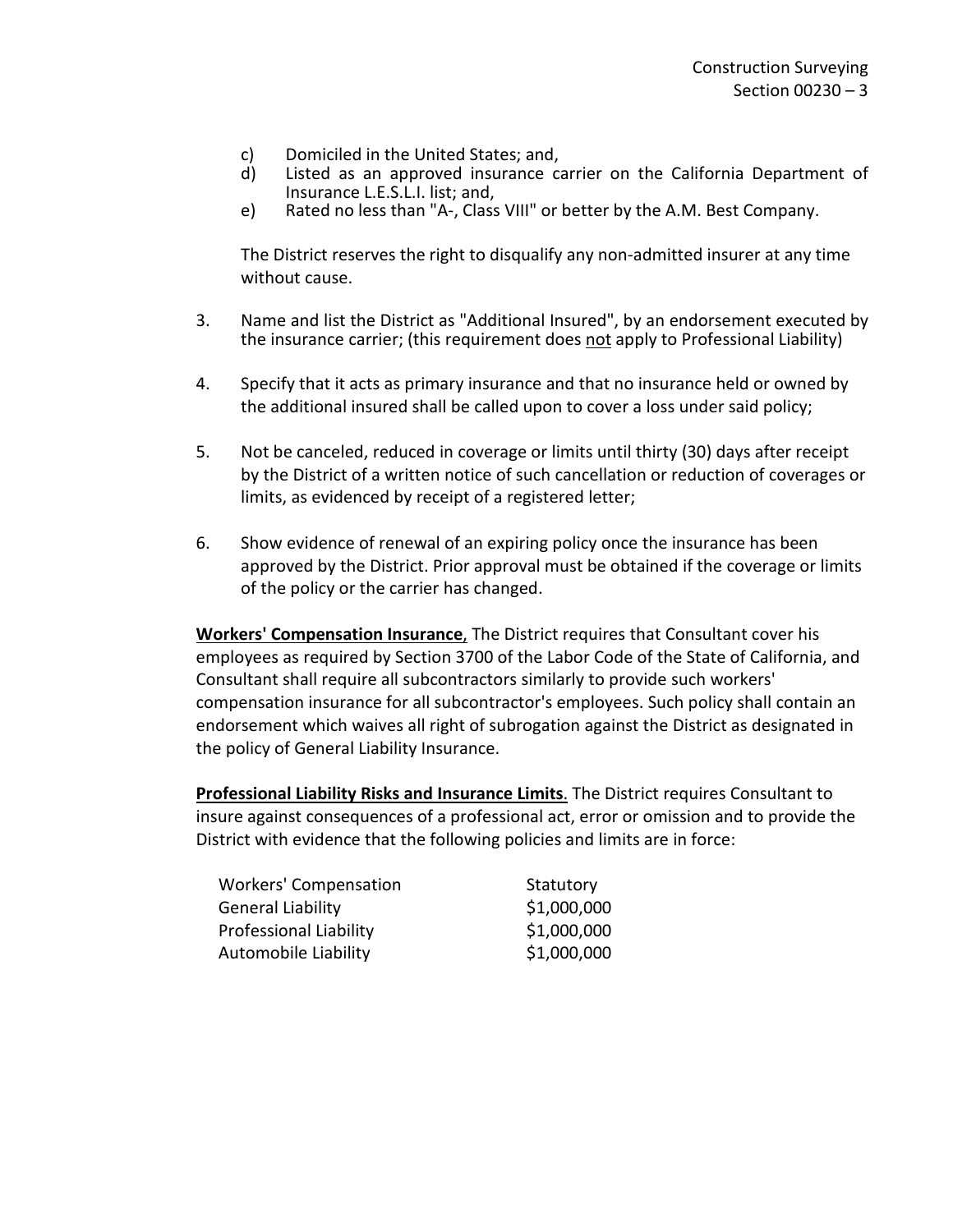c) Domiciled in the United States; and,
d) Listed as an approved insurance carrier on the California Department of Insurance L.E.S.L.I. list; and,
e) Rated no less than "A-, Class VIII" or better by the A.M. Best Company.

The District reserves the right to disqualify any non-admitted insurer at any time without cause.

3. Name and list the District as "Additional Insured", by an endorsement executed by the insurance carrier; (this requirement does <u>not</u> apply to Professional Liability)

4. Specify that it acts as primary insurance and that no insurance held or owned by the additional insured shall be called upon to cover a loss under said policy;

5. Not be canceled, reduced in coverage or limits until thirty (30) days after receipt by the District of a written notice of such cancellation or reduction of coverages or limits, as evidenced by receipt of a registered letter;

6. Show evidence of renewal of an expiring policy once the insurance has been approved by the District. Prior approval must be obtained if the coverage or limits of the policy or the carrier has changed.

**<u>Workers' Compensation Insurance</u>**, The District requires that Consultant cover his employees as required by Section 3700 of the Labor Code of the State of California, and Consultant shall require all subcontractors similarly to provide such workers' compensation insurance for all subcontractor's employees. Such policy shall contain an endorsement which waives all right of subrogation against the District as designated in the policy of General Liability Insurance.

**<u>Professional Liability Risks and Insurance Limits</u>**. The District requires Consultant to insure against consequences of a professional act, error or omission and to provide the District with evidence that the following policies and limits are in force:

| | |
|---|---|
| Workers' Compensation | Statutory |
| General Liability | $1,000,000 |
| Professional Liability | $1,000,000 |
| Automobile Liability | $1,000,000 |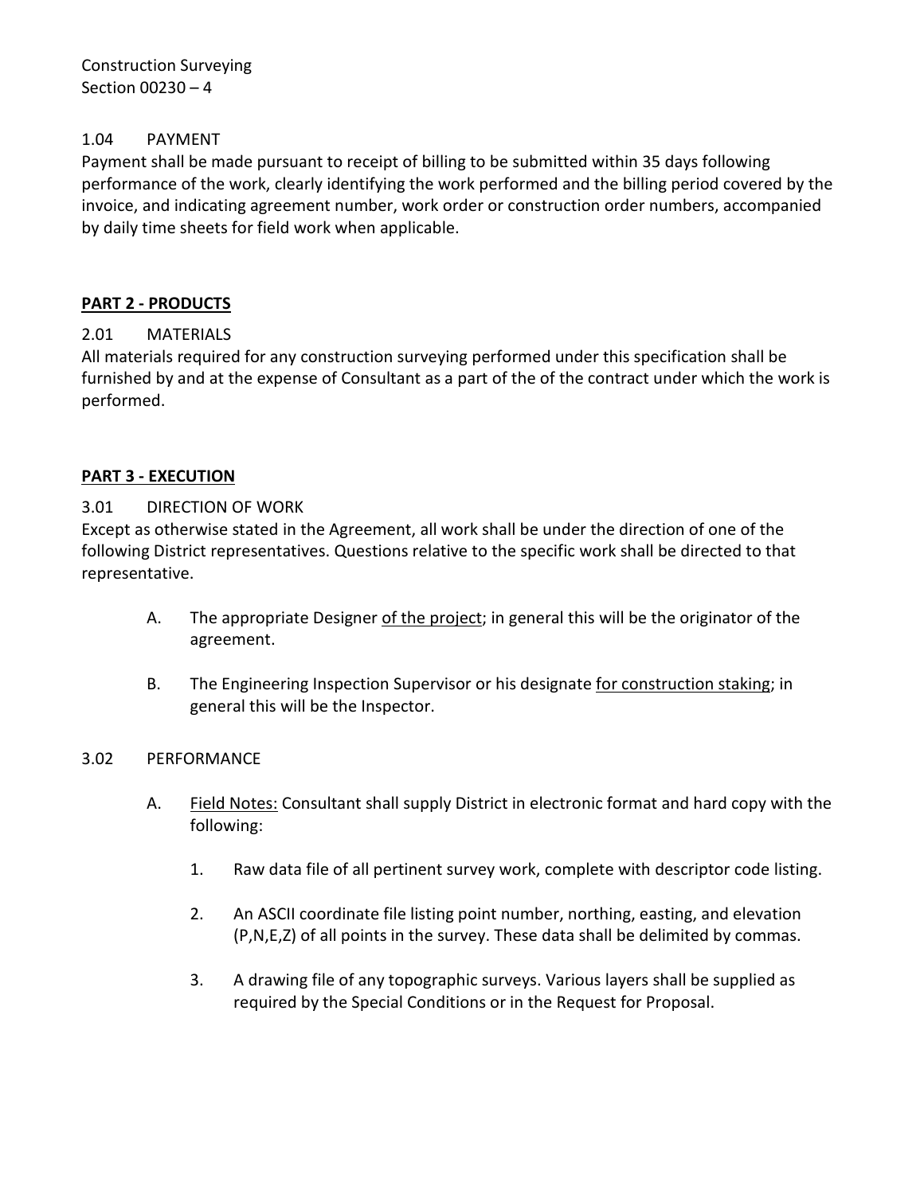1.04 PAYMENT

Payment shall be made pursuant to receipt of billing to be submitted within 35 days following performance of the work, clearly identifying the work performed and the billing period covered by the invoice, and indicating agreement number, work order or construction order numbers, accompanied by daily time sheets for field work when applicable.

## PART 2 - PRODUCTS

2.01 MATERIALS

All materials required for any construction surveying performed under this specification shall be furnished by and at the expense of Consultant as a part of the of the contract under which the work is performed.

## PART 3 - EXECUTION

3.01 DIRECTION OF WORK

Except as otherwise stated in the Agreement, all work shall be under the direction of one of the following District representatives. Questions relative to the specific work shall be directed to that representative.

A. The appropriate Designer <u>of the project</u>; in general this will be the originator of the agreement.

B. The Engineering Inspection Supervisor or his designate <u>for construction staking</u>; in general this will be the Inspector.

3.02 PERFORMANCE

A. <u>Field Notes:</u> Consultant shall supply District in electronic format and hard copy with the following:

1. Raw data file of all pertinent survey work, complete with descriptor code listing.

2. An ASCII coordinate file listing point number, northing, easting, and elevation (P,N,E,Z) of all points in the survey. These data shall be delimited by commas.

3. A drawing file of any topographic surveys. Various layers shall be supplied as required by the Special Conditions or in the Request for Proposal.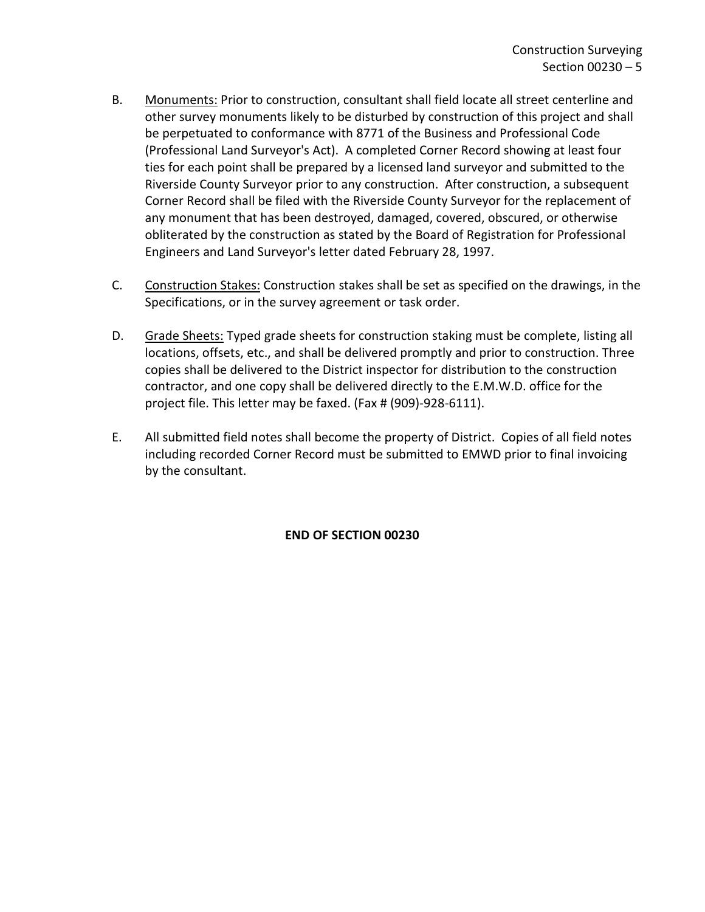B. <u>Monuments:</u> Prior to construction, consultant shall field locate all street centerline and other survey monuments likely to be disturbed by construction of this project and shall be perpetuated to conformance with 8771 of the Business and Professional Code (Professional Land Surveyor's Act). A completed Corner Record showing at least four ties for each point shall be prepared by a licensed land surveyor and submitted to the Riverside County Surveyor prior to any construction. After construction, a subsequent Corner Record shall be filed with the Riverside County Surveyor for the replacement of any monument that has been destroyed, damaged, covered, obscured, or otherwise obliterated by the construction as stated by the Board of Registration for Professional Engineers and Land Surveyor's letter dated February 28, 1997.

C. <u>Construction Stakes:</u> Construction stakes shall be set as specified on the drawings, in the Specifications, or in the survey agreement or task order.

D. <u>Grade Sheets:</u> Typed grade sheets for construction staking must be complete, listing all locations, offsets, etc., and shall be delivered promptly and prior to construction. Three copies shall be delivered to the District inspector for distribution to the construction contractor, and one copy shall be delivered directly to the E.M.W.D. office for the project file. This letter may be faxed. (Fax # (909)-928-6111).

E. All submitted field notes shall become the property of District. Copies of all field notes including recorded Corner Record must be submitted to EMWD prior to final invoicing by the consultant.

**END OF SECTION 00230**